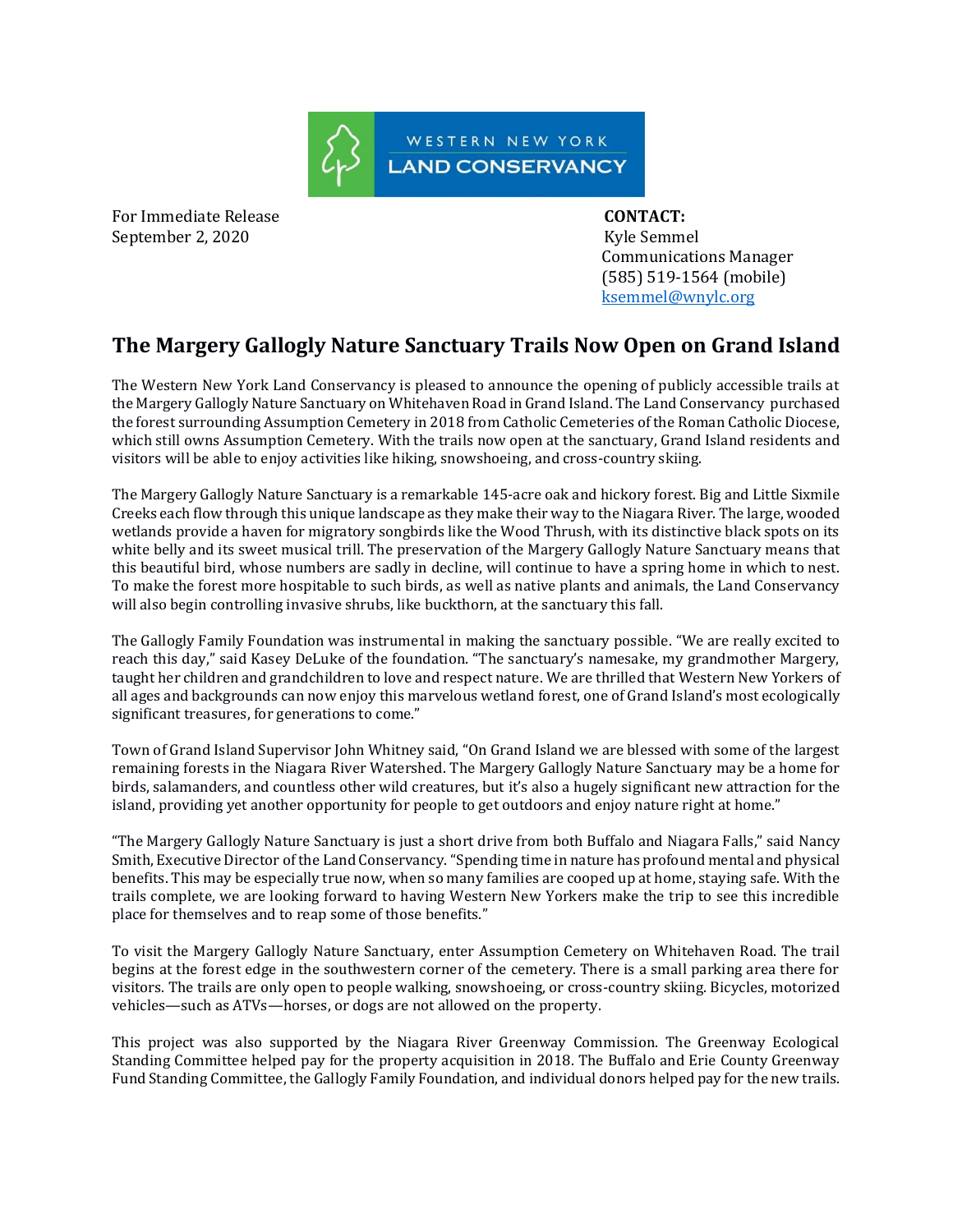WESTERN NEW YORK LAND CONSERVANCY

For Immediate Release
September 2, 2020

**CONTACT:**
Kyle Semmel
Communications Manager
(585) 519-1564 (mobile)
ksemmel@wnylc.org

## The Margery Gallogly Nature Sanctuary Trails Now Open on Grand Island

The Western New York Land Conservancy is pleased to announce the opening of publicly accessible trails at the Margery Gallogly Nature Sanctuary on Whitehaven Road in Grand Island. The Land Conservancy purchased the forest surrounding Assumption Cemetery in 2018 from Catholic Cemeteries of the Roman Catholic Diocese, which still owns Assumption Cemetery. With the trails now open at the sanctuary, Grand Island residents and visitors will be able to enjoy activities like hiking, snowshoeing, and cross-country skiing.

The Margery Gallogly Nature Sanctuary is a remarkable 145-acre oak and hickory forest. Big and Little Sixmile Creeks each flow through this unique landscape as they make their way to the Niagara River. The large, wooded wetlands provide a haven for migratory songbirds like the Wood Thrush, with its distinctive black spots on its white belly and its sweet musical trill. The preservation of the Margery Gallogly Nature Sanctuary means that this beautiful bird, whose numbers are sadly in decline, will continue to have a spring home in which to nest. To make the forest more hospitable to such birds, as well as native plants and animals, the Land Conservancy will also begin controlling invasive shrubs, like buckthorn, at the sanctuary this fall.

The Gallogly Family Foundation was instrumental in making the sanctuary possible. "We are really excited to reach this day," said Kasey DeLuke of the foundation. "The sanctuary's namesake, my grandmother Margery, taught her children and grandchildren to love and respect nature. We are thrilled that Western New Yorkers of all ages and backgrounds can now enjoy this marvelous wetland forest, one of Grand Island's most ecologically significant treasures, for generations to come."

Town of Grand Island Supervisor John Whitney said, "On Grand Island we are blessed with some of the largest remaining forests in the Niagara River Watershed. The Margery Gallogly Nature Sanctuary may be a home for birds, salamanders, and countless other wild creatures, but it's also a hugely significant new attraction for the island, providing yet another opportunity for people to get outdoors and enjoy nature right at home."

"The Margery Gallogly Nature Sanctuary is just a short drive from both Buffalo and Niagara Falls," said Nancy Smith, Executive Director of the Land Conservancy. "Spending time in nature has profound mental and physical benefits. This may be especially true now, when so many families are cooped up at home, staying safe. With the trails complete, we are looking forward to having Western New Yorkers make the trip to see this incredible place for themselves and to reap some of those benefits."

To visit the Margery Gallogly Nature Sanctuary, enter Assumption Cemetery on Whitehaven Road. The trail begins at the forest edge in the southwestern corner of the cemetery. There is a small parking area there for visitors. The trails are only open to people walking, snowshoeing, or cross-country skiing. Bicycles, motorized vehicles—such as ATVs—horses, or dogs are not allowed on the property.

This project was also supported by the Niagara River Greenway Commission. The Greenway Ecological Standing Committee helped pay for the property acquisition in 2018. The Buffalo and Erie County Greenway Fund Standing Committee, the Gallogly Family Foundation, and individual donors helped pay for the new trails.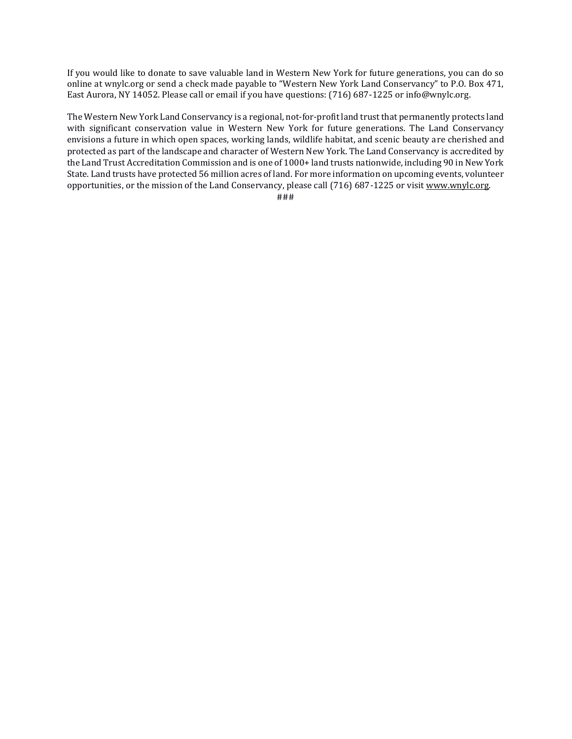If you would like to donate to save valuable land in Western New York for future generations, you can do so online at wnylc.org or send a check made payable to "Western New York Land Conservancy" to P.O. Box 471, East Aurora, NY 14052. Please call or email if you have questions: (716) 687-1225 or info@wnylc.org.

The Western New York Land Conservancy is a regional, not-for-profit land trust that permanently protects land with significant conservation value in Western New York for future generations. The Land Conservancy envisions a future in which open spaces, working lands, wildlife habitat, and scenic beauty are cherished and protected as part of the landscape and character of Western New York. The Land Conservancy is accredited by the Land Trust Accreditation Commission and is one of 1000+ land trusts nationwide, including 90 in New York State. Land trusts have protected 56 million acres of land. For more information on upcoming events, volunteer opportunities, or the mission of the Land Conservancy, please call (716) 687-1225 or visit www.wnylc.org.

###